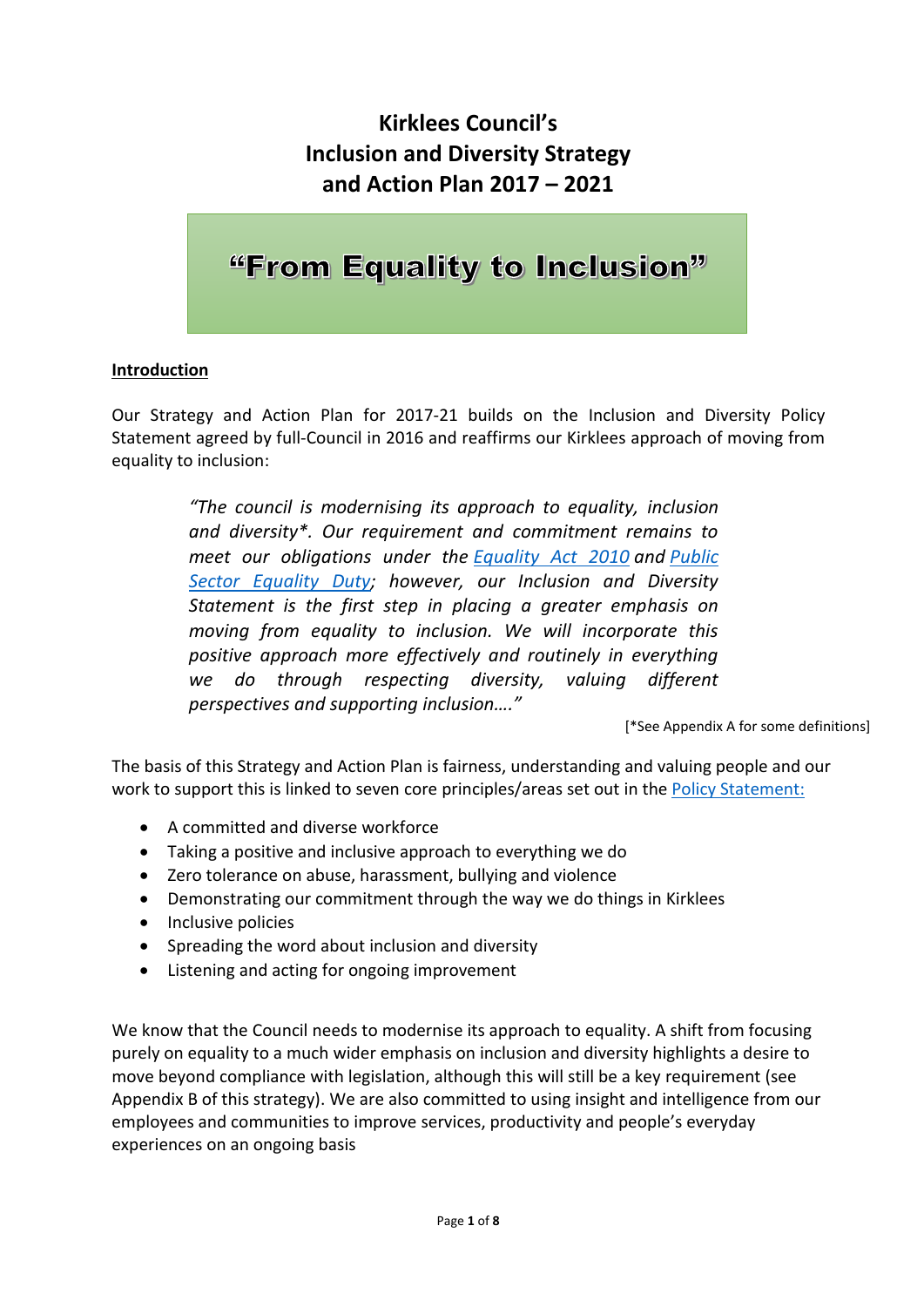# Kirklees Council's Inclusion and Diversity Strategy and Action Plan 2017 – 2021

## "From Equality to Inclusion"

**Introduction**

Our Strategy and Action Plan for 2017-21 builds on the Inclusion and Diversity Policy Statement agreed by full-Council in 2016 and reaffirms our Kirklees approach of moving from equality to inclusion:

> *"The council is modernising its approach to equality, inclusion and diversity\*. Our requirement and commitment remains to meet our obligations under the Equality Act 2010 and Public Sector Equality Duty; however, our Inclusion and Diversity Statement is the first step in placing a greater emphasis on moving from equality to inclusion. We will incorporate this positive approach more effectively and routinely in everything we do through respecting diversity, valuing different perspectives and supporting inclusion…."*

[*See Appendix A for some definitions]

The basis of this Strategy and Action Plan is fairness, understanding and valuing people and our work to support this is linked to seven core principles/areas set out in the Policy Statement:

- A committed and diverse workforce
- Taking a positive and inclusive approach to everything we do
- Zero tolerance on abuse, harassment, bullying and violence
- Demonstrating our commitment through the way we do things in Kirklees
- Inclusive policies
- Spreading the word about inclusion and diversity
- Listening and acting for ongoing improvement

We know that the Council needs to modernise its approach to equality. A shift from focusing purely on equality to a much wider emphasis on inclusion and diversity highlights a desire to move beyond compliance with legislation, although this will still be a key requirement (see Appendix B of this strategy). We are also committed to using insight and intelligence from our employees and communities to improve services, productivity and people's everyday experiences on an ongoing basis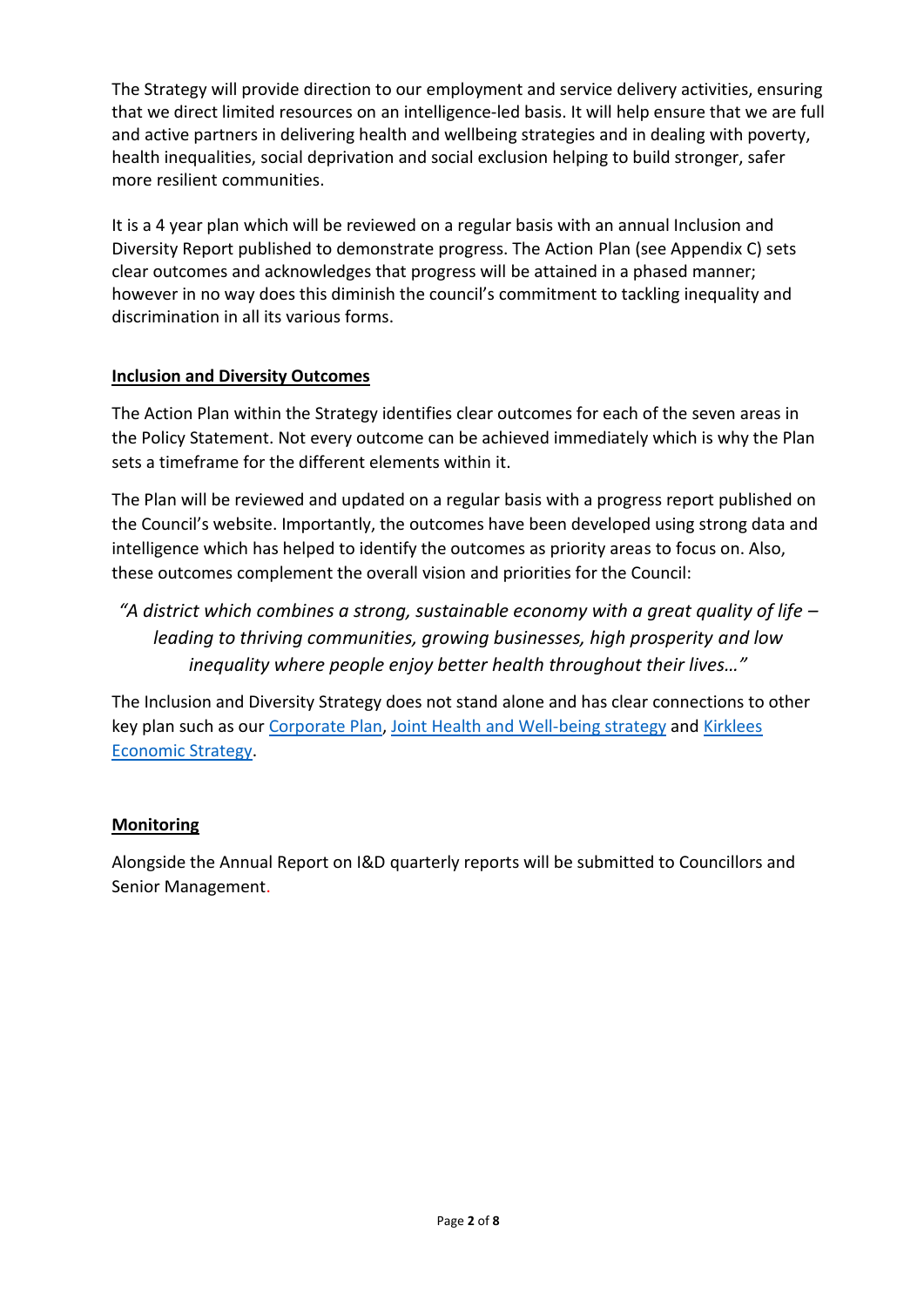The Strategy will provide direction to our employment and service delivery activities, ensuring that we direct limited resources on an intelligence-led basis. It will help ensure that we are full and active partners in delivering health and wellbeing strategies and in dealing with poverty, health inequalities, social deprivation and social exclusion helping to build stronger, safer more resilient communities.

It is a 4 year plan which will be reviewed on a regular basis with an annual Inclusion and Diversity Report published to demonstrate progress. The Action Plan (see Appendix C) sets clear outcomes and acknowledges that progress will be attained in a phased manner; however in no way does this diminish the council's commitment to tackling inequality and discrimination in all its various forms.

## Inclusion and Diversity Outcomes

The Action Plan within the Strategy identifies clear outcomes for each of the seven areas in the Policy Statement. Not every outcome can be achieved immediately which is why the Plan sets a timeframe for the different elements within it.

The Plan will be reviewed and updated on a regular basis with a progress report published on the Council's website. Importantly, the outcomes have been developed using strong data and intelligence which has helped to identify the outcomes as priority areas to focus on. Also, these outcomes complement the overall vision and priorities for the Council:

> *"A district which combines a strong, sustainable economy with a great quality of life – leading to thriving communities, growing businesses, high prosperity and low inequality where people enjoy better health throughout their lives…"*

The Inclusion and Diversity Strategy does not stand alone and has clear connections to other key plan such as our Corporate Plan, Joint Health and Well-being strategy and Kirklees Economic Strategy.

## Monitoring

Alongside the Annual Report on I&D quarterly reports will be submitted to Councillors and Senior Management.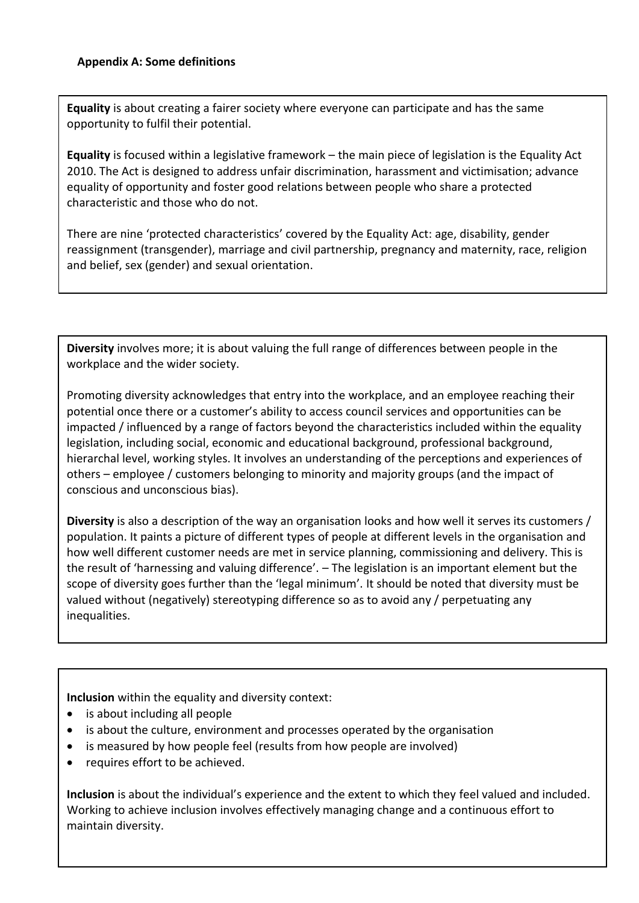## Appendix A: Some definitions

**Equality** is about creating a fairer society where everyone can participate and has the same opportunity to fulfil their potential.

**Equality** is focused within a legislative framework – the main piece of legislation is the Equality Act 2010. The Act is designed to address unfair discrimination, harassment and victimisation; advance equality of opportunity and foster good relations between people who share a protected characteristic and those who do not.

There are nine 'protected characteristics' covered by the Equality Act: age, disability, gender reassignment (transgender), marriage and civil partnership, pregnancy and maternity, race, religion and belief, sex (gender) and sexual orientation.

**Diversity** involves more; it is about valuing the full range of differences between people in the workplace and the wider society.

Promoting diversity acknowledges that entry into the workplace, and an employee reaching their potential once there or a customer's ability to access council services and opportunities can be impacted / influenced by a range of factors beyond the characteristics included within the equality legislation, including social, economic and educational background, professional background, hierarchal level, working styles. It involves an understanding of the perceptions and experiences of others – employee / customers belonging to minority and majority groups (and the impact of conscious and unconscious bias).

**Diversity** is also a description of the way an organisation looks and how well it serves its customers / population. It paints a picture of different types of people at different levels in the organisation and how well different customer needs are met in service planning, commissioning and delivery. This is the result of 'harnessing and valuing difference'. – The legislation is an important element but the scope of diversity goes further than the 'legal minimum'. It should be noted that diversity must be valued without (negatively) stereotyping difference so as to avoid any / perpetuating any inequalities.

**Inclusion** within the equality and diversity context:

- is about including all people
- is about the culture, environment and processes operated by the organisation
- is measured by how people feel (results from how people are involved)
- requires effort to be achieved.

**Inclusion** is about the individual's experience and the extent to which they feel valued and included. Working to achieve inclusion involves effectively managing change and a continuous effort to maintain diversity.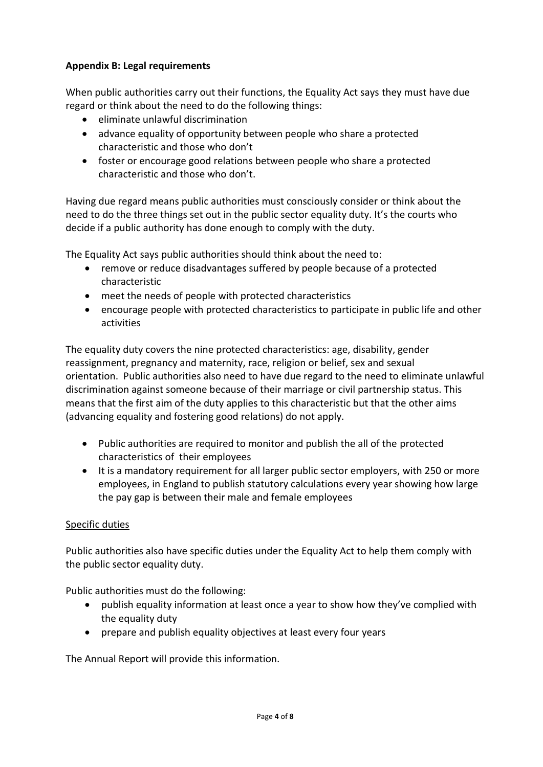**Appendix B: Legal requirements**

When public authorities carry out their functions, the Equality Act says they must have due regard or think about the need to do the following things:

- eliminate unlawful discrimination
- advance equality of opportunity between people who share a protected characteristic and those who don't
- foster or encourage good relations between people who share a protected characteristic and those who don't.

Having due regard means public authorities must consciously consider or think about the need to do the three things set out in the public sector equality duty. It's the courts who decide if a public authority has done enough to comply with the duty.

The Equality Act says public authorities should think about the need to:

- remove or reduce disadvantages suffered by people because of a protected characteristic
- meet the needs of people with protected characteristics
- encourage people with protected characteristics to participate in public life and other activities

The equality duty covers the nine protected characteristics: age, disability, gender reassignment, pregnancy and maternity, race, religion or belief, sex and sexual orientation. Public authorities also need to have due regard to the need to eliminate unlawful discrimination against someone because of their marriage or civil partnership status. This means that the first aim of the duty applies to this characteristic but that the other aims (advancing equality and fostering good relations) do not apply.

- Public authorities are required to monitor and publish the all of the protected characteristics of their employees
- It is a mandatory requirement for all larger public sector employers, with 250 or more employees, in England to publish statutory calculations every year showing how large the pay gap is between their male and female employees

Specific duties

Public authorities also have specific duties under the Equality Act to help them comply with the public sector equality duty.

Public authorities must do the following:

- publish equality information at least once a year to show how they've complied with the equality duty
- prepare and publish equality objectives at least every four years

The Annual Report will provide this information.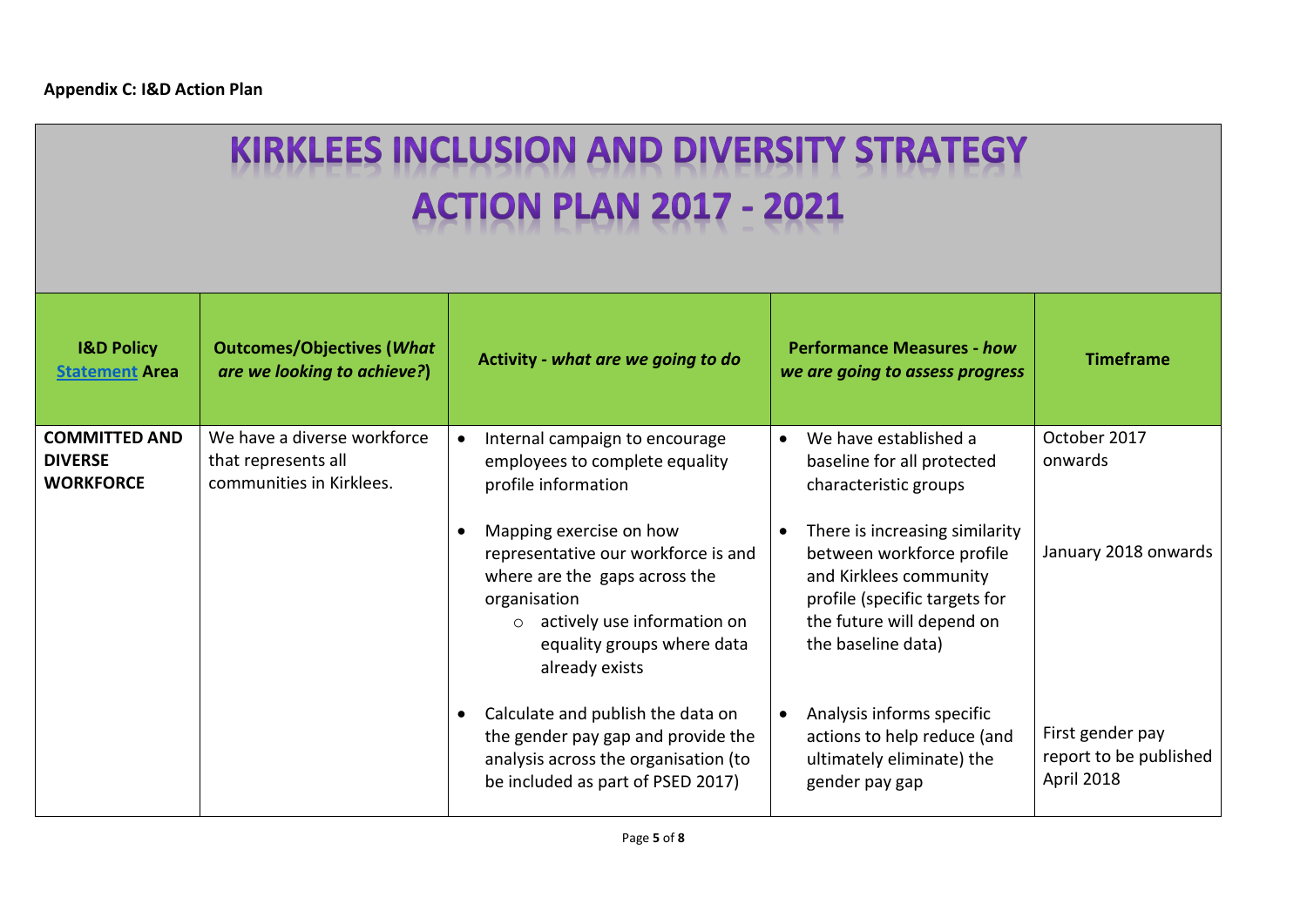**Appendix C: I&D Action Plan**

# KIRKLEES INCLUSION AND DIVERSITY STRATEGY ACTION PLAN 2017 - 2021

| I&D Policy [Statement](#) Area | Outcomes/Objectives (*What are we looking to achieve?*) | Activity - *what are we going to do* | Performance Measures - *how we are going to assess progress* | Timeframe |
|---|---|---|---|---|
| **COMMITTED AND DIVERSE WORKFORCE** | We have a diverse workforce that represents all communities in Kirklees. | • Internal campaign to encourage employees to complete equality profile information | • We have established a baseline for all protected characteristic groups | October 2017 onwards |
| | | • Mapping exercise on how representative our workforce is and where are the gaps across the organisation<br>  ○ actively use information on equality groups where data already exists | • There is increasing similarity between workforce profile and Kirklees community profile (specific targets for the future will depend on the baseline data) | January 2018 onwards |
| | | • Calculate and publish the data on the gender pay gap and provide the analysis across the organisation (to be included as part of PSED 2017) | • Analysis informs specific actions to help reduce (and ultimately eliminate) the gender pay gap | First gender pay report to be published April 2018 |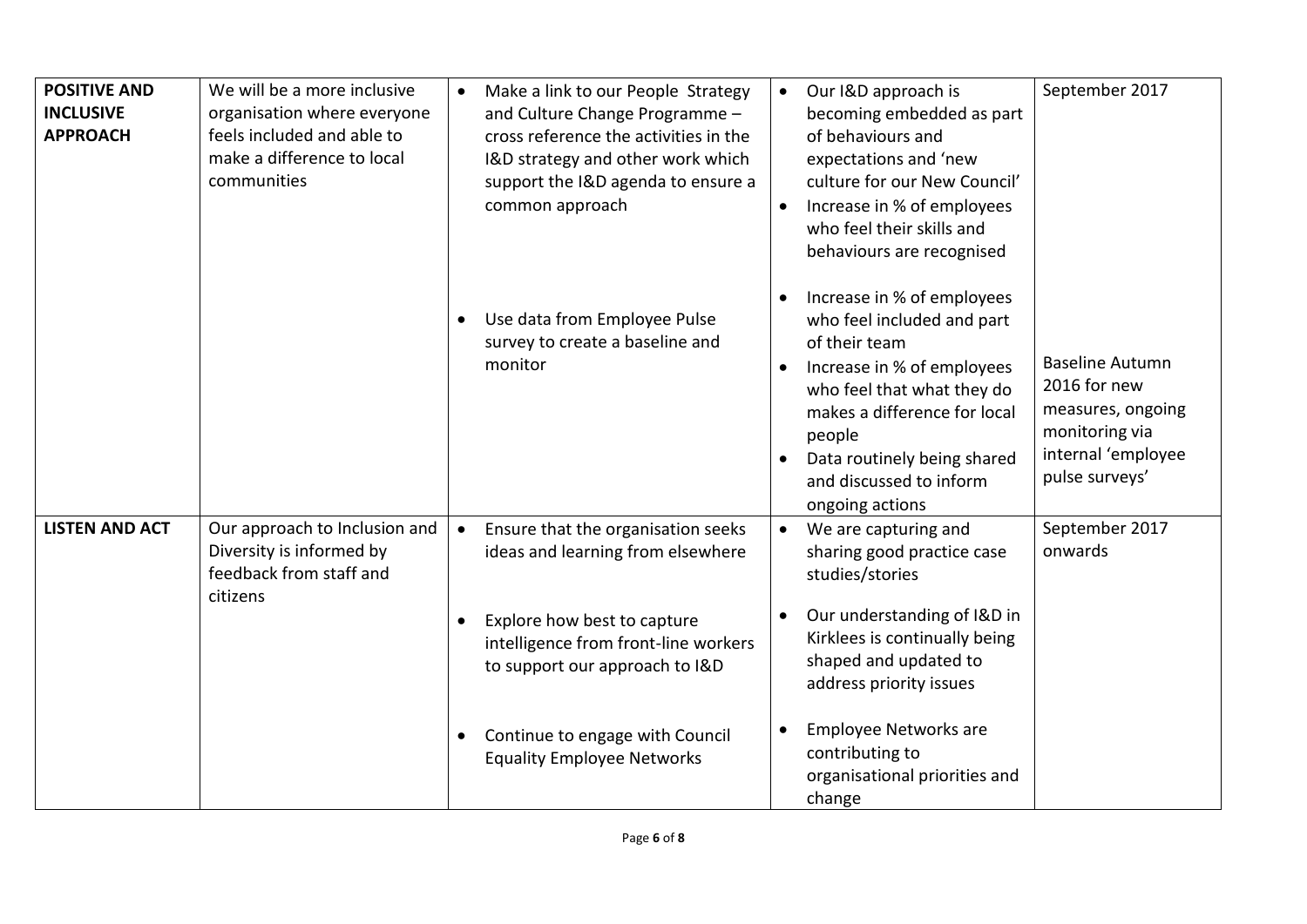| **POSITIVE AND INCLUSIVE APPROACH** | We will be a more inclusive organisation where everyone feels included and able to make a difference to local communities | • Make a link to our People Strategy and Culture Change Programme – cross reference the activities in the I&D strategy and other work which support the I&D agenda to ensure a common approach | • Our I&D approach is becoming embedded as part of behaviours and expectations and 'new culture for our New Council'<br>• Increase in % of employees who feel their skills and behaviours are recognised | September 2017 |
|---|---|---|---|---|
| | | • Use data from Employee Pulse survey to create a baseline and monitor | • Increase in % of employees who feel included and part of their team<br>• Increase in % of employees who feel that what they do makes a difference for local people<br>• Data routinely being shared and discussed to inform ongoing actions | Baseline Autumn 2016 for new measures, ongoing monitoring via internal 'employee pulse surveys' |
| **LISTEN AND ACT** | Our approach to Inclusion and Diversity is informed by feedback from staff and citizens | • Ensure that the organisation seeks ideas and learning from elsewhere | • We are capturing and sharing good practice case studies/stories | September 2017 onwards |
| | | • Explore how best to capture intelligence from front-line workers to support our approach to I&D | • Our understanding of I&D in Kirklees is continually being shaped and updated to address priority issues | |
| | | • Continue to engage with Council Equality Employee Networks | • Employee Networks are contributing to organisational priorities and change | |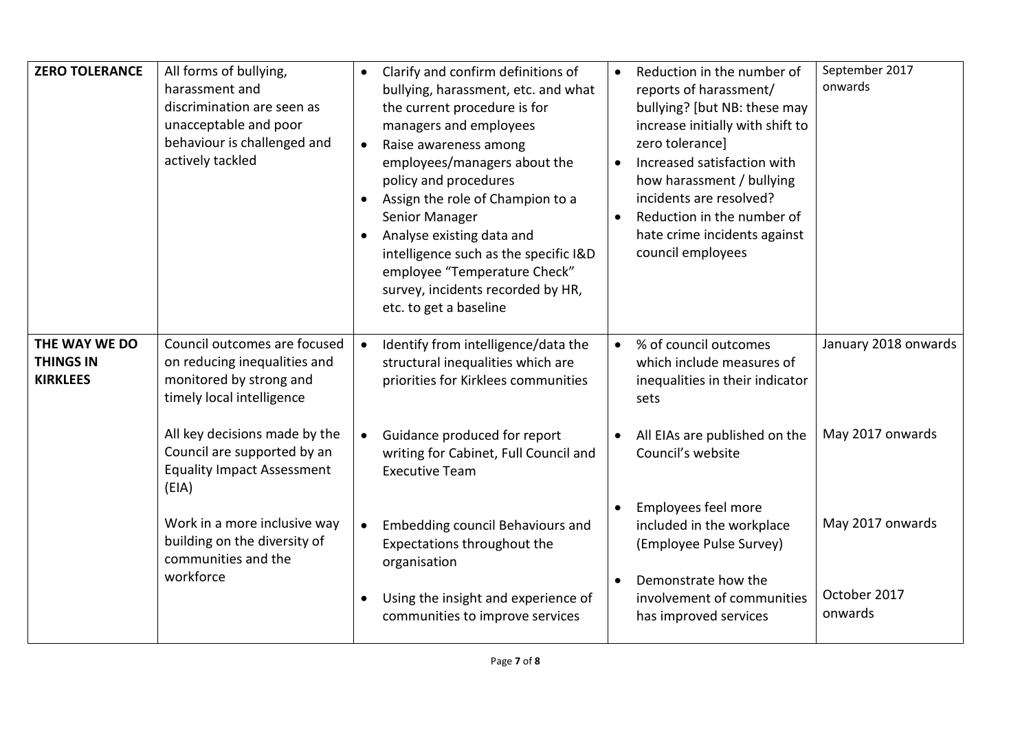| | | | | |
|---|---|---|---|---|
| **ZERO TOLERANCE** | All forms of bullying, harassment and discrimination are seen as unacceptable and poor behaviour is challenged and actively tackled | • Clarify and confirm definitions of bullying, harassment, etc. and what the current procedure is for managers and employees<br>• Raise awareness among employees/managers about the policy and procedures<br>• Assign the role of Champion to a Senior Manager<br>• Analyse existing data and intelligence such as the specific I&D employee "Temperature Check" survey, incidents recorded by HR, etc. to get a baseline | • Reduction in the number of reports of harassment/ bullying? [but NB: these may increase initially with shift to zero tolerance]<br>• Increased satisfaction with how harassment / bullying incidents are resolved?<br>• Reduction in the number of hate crime incidents against council employees | September 2017 onwards |
| **THE WAY WE DO THINGS IN KIRKLEES** | Council outcomes are focused on reducing inequalities and monitored by strong and timely local intelligence | • Identify from intelligence/data the structural inequalities which are priorities for Kirklees communities | • % of council outcomes which include measures of inequalities in their indicator sets | January 2018 onwards |
| | All key decisions made by the Council are supported by an Equality Impact Assessment (EIA) | • Guidance produced for report writing for Cabinet, Full Council and Executive Team | • All EIAs are published on the Council's website | May 2017 onwards |
| | Work in a more inclusive way building on the diversity of communities and the workforce | • Embedding council Behaviours and Expectations throughout the organisation | • Employees feel more included in the workplace (Employee Pulse Survey) | May 2017 onwards |
| | | • Using the insight and experience of communities to improve services | • Demonstrate how the involvement of communities has improved services | October 2017 onwards |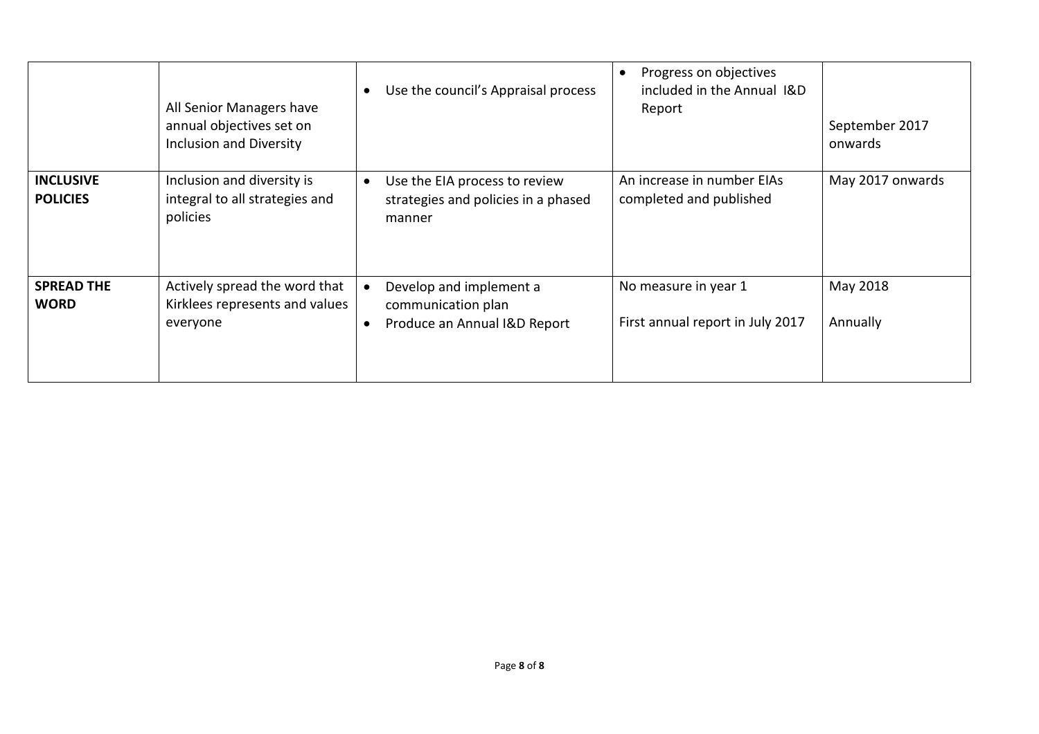| | | | | |
|---|---|---|---|---|
| | All Senior Managers have annual objectives set on Inclusion and Diversity | • Use the council's Appraisal process | • Progress on objectives included in the Annual I&D Report | September 2017 onwards |
| **INCLUSIVE POLICIES** | Inclusion and diversity is integral to all strategies and policies | • Use the EIA process to review strategies and policies in a phased manner | An increase in number EIAs completed and published | May 2017 onwards |
| **SPREAD THE WORD** | Actively spread the word that Kirklees represents and values everyone | • Develop and implement a communication plan<br>• Produce an Annual I&D Report | No measure in year 1<br><br>First annual report in July 2017 | May 2018<br><br>Annually |